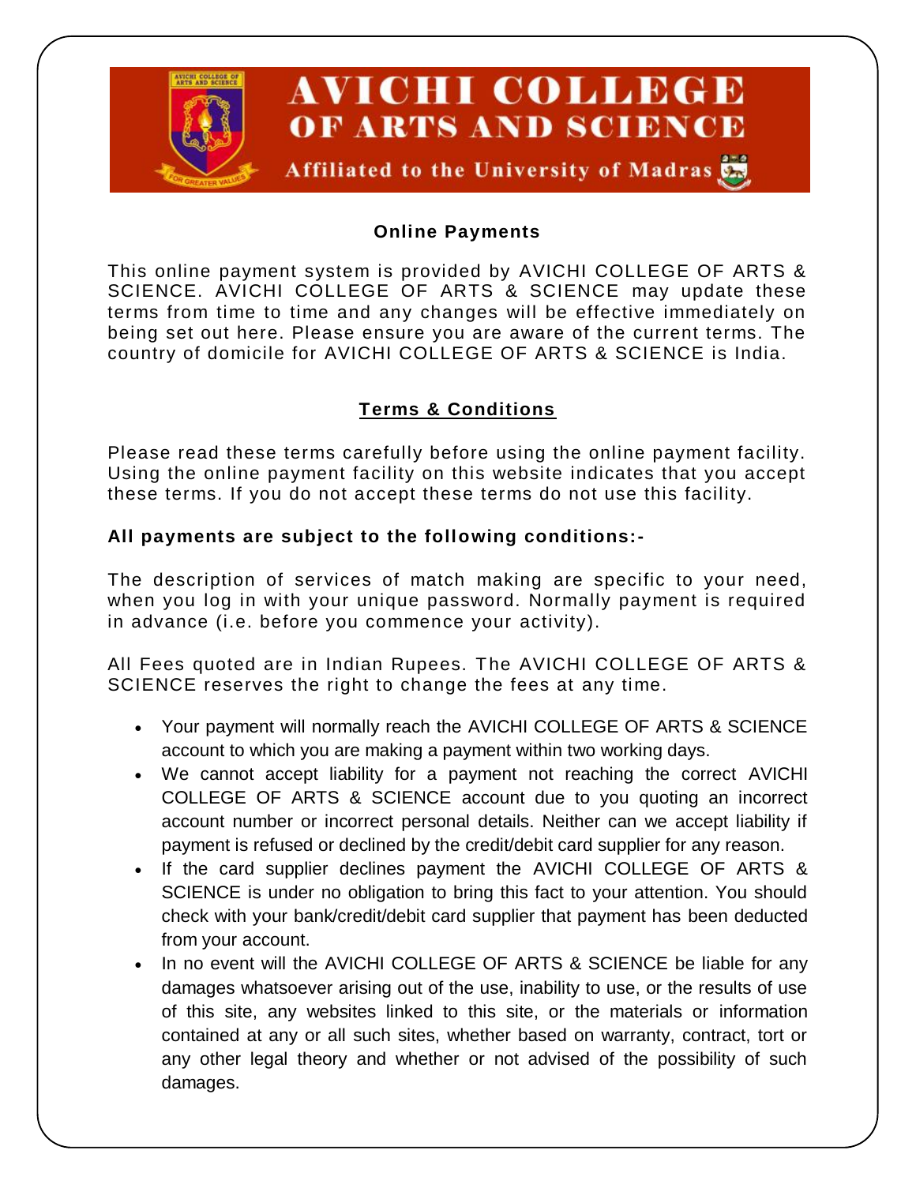# AVICHI COLLEGE OF ARTS AND SCIENCE

Affiliated to the University of Madras

## Online Payments

This online payment system is provided by AVICHI COLLEGE OF ARTS & SCIENCE. AVICHI COLLEGE OF ARTS & SCIENCE may update these terms from time to time and any changes will be effective immediately on being set out here. Please ensure you are aware of the current terms. The country of domicile for AVICHI COLLEGE OF ARTS & SCIENCE is India.

## Terms & Conditions

Please read these terms carefully before using the online payment facility. Using the online payment facility on this website indicates that you accept these terms. If you do not accept these terms do not use this facility.

**All payments are subject to the following conditions:-**

The description of services of match making are specific to your need, when you log in with your unique password. Normally payment is required in advance (i.e. before you commence your activity).

All Fees quoted are in Indian Rupees. The AVICHI COLLEGE OF ARTS & SCIENCE reserves the right to change the fees at any time.

- Your payment will normally reach the AVICHI COLLEGE OF ARTS & SCIENCE account to which you are making a payment within two working days.
- We cannot accept liability for a payment not reaching the correct AVICHI COLLEGE OF ARTS & SCIENCE account due to you quoting an incorrect account number or incorrect personal details. Neither can we accept liability if payment is refused or declined by the credit/debit card supplier for any reason.
- If the card supplier declines payment the AVICHI COLLEGE OF ARTS & SCIENCE is under no obligation to bring this fact to your attention. You should check with your bank/credit/debit card supplier that payment has been deducted from your account.
- In no event will the AVICHI COLLEGE OF ARTS & SCIENCE be liable for any damages whatsoever arising out of the use, inability to use, or the results of use of this site, any websites linked to this site, or the materials or information contained at any or all such sites, whether based on warranty, contract, tort or any other legal theory and whether or not advised of the possibility of such damages.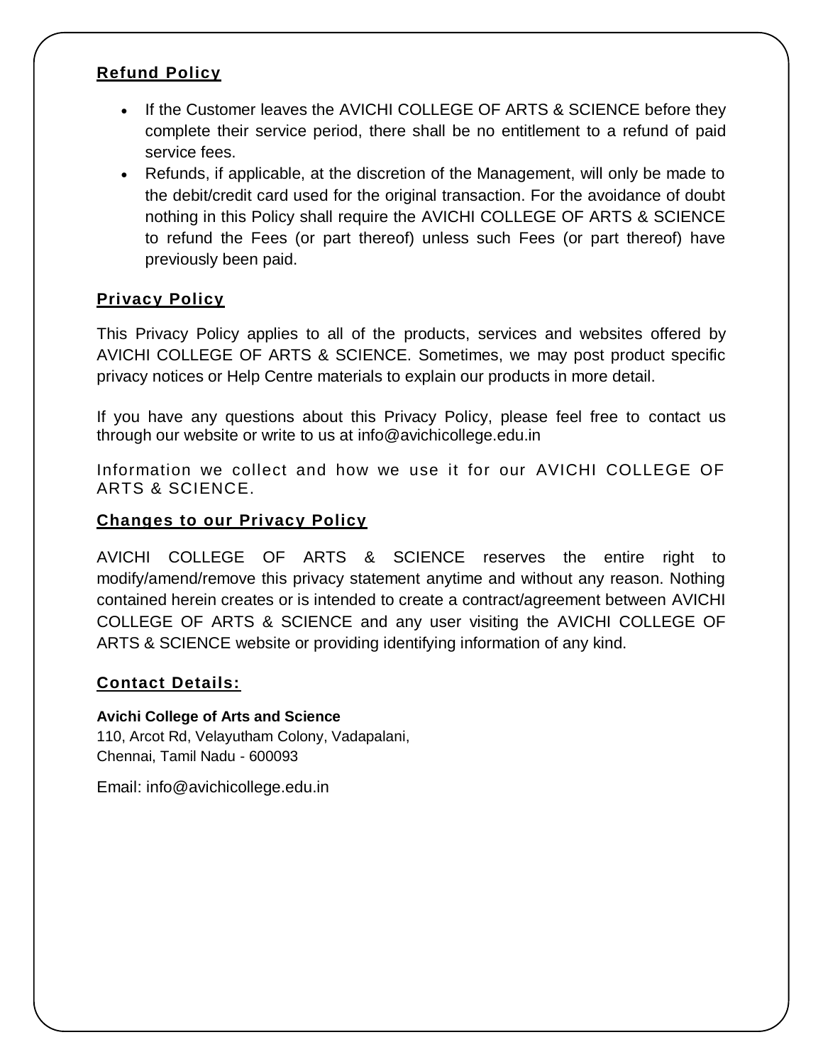## Refund Policy

- If the Customer leaves the AVICHI COLLEGE OF ARTS & SCIENCE before they complete their service period, there shall be no entitlement to a refund of paid service fees.
- Refunds, if applicable, at the discretion of the Management, will only be made to the debit/credit card used for the original transaction. For the avoidance of doubt nothing in this Policy shall require the AVICHI COLLEGE OF ARTS & SCIENCE to refund the Fees (or part thereof) unless such Fees (or part thereof) have previously been paid.

## Privacy Policy

This Privacy Policy applies to all of the products, services and websites offered by AVICHI COLLEGE OF ARTS & SCIENCE. Sometimes, we may post product specific privacy notices or Help Centre materials to explain our products in more detail.

If you have any questions about this Privacy Policy, please feel free to contact us through our website or write to us at info@avichicollege.edu.in

Information we collect and how we use it for our AVICHI COLLEGE OF ARTS & SCIENCE.

## Changes to our Privacy Policy

AVICHI COLLEGE OF ARTS & SCIENCE reserves the entire right to modify/amend/remove this privacy statement anytime and without any reason. Nothing contained herein creates or is intended to create a contract/agreement between AVICHI COLLEGE OF ARTS & SCIENCE and any user visiting the AVICHI COLLEGE OF ARTS & SCIENCE website or providing identifying information of any kind.

## Contact Details:

**Avichi College of Arts and Science**
110, Arcot Rd, Velayutham Colony, Vadapalani,
Chennai, Tamil Nadu - 600093

Email: info@avichicollege.edu.in